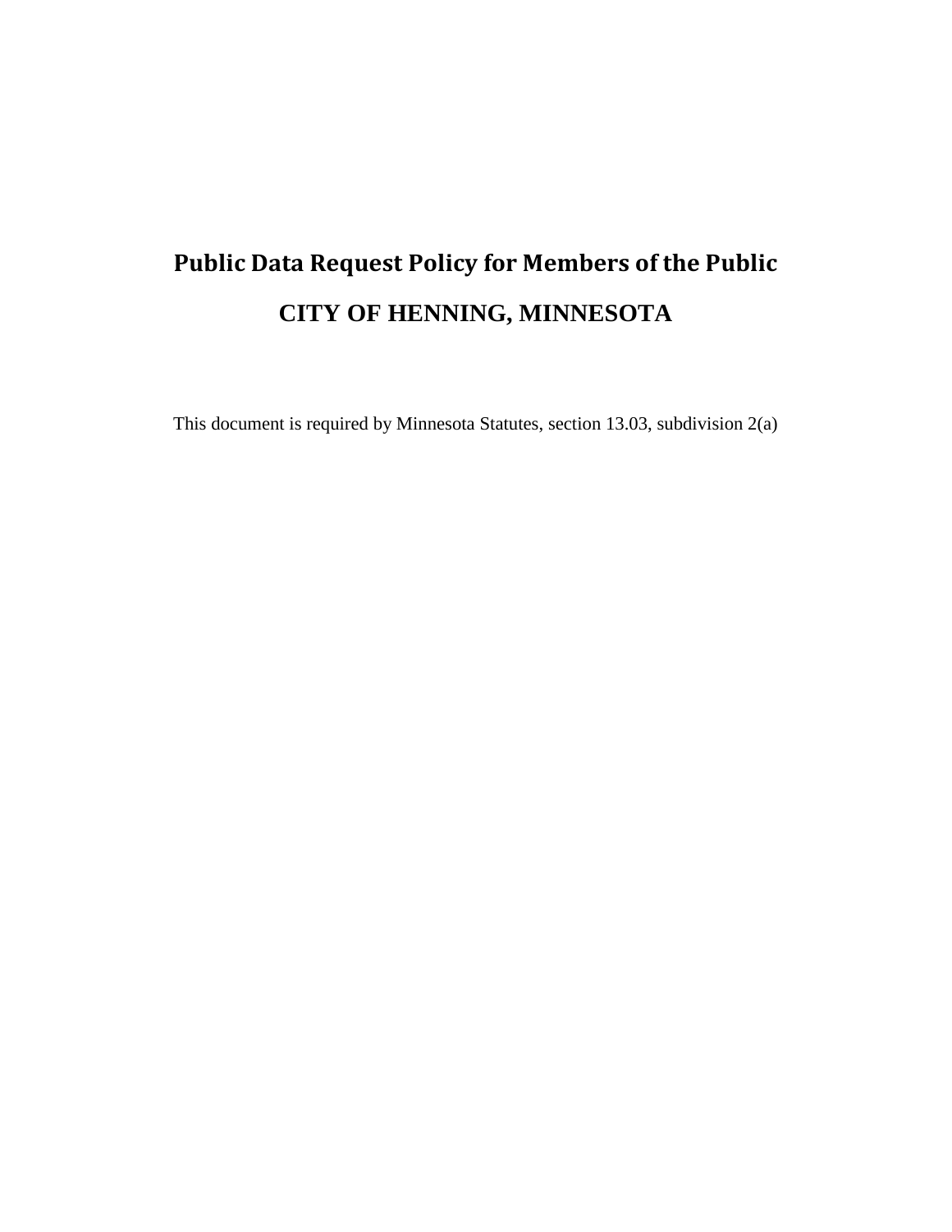# Public Data Request Policy for Members of the Public

## CITY OF HENNING, MINNESOTA

This document is required by Minnesota Statutes, section 13.03, subdivision 2(a)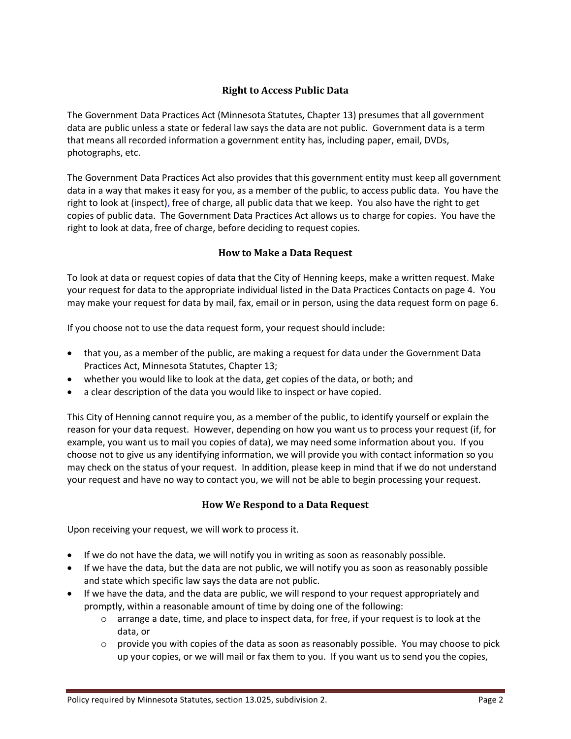## Right to Access Public Data

The Government Data Practices Act (Minnesota Statutes, Chapter 13) presumes that all government data are public unless a state or federal law says the data are not public. Government data is a term that means all recorded information a government entity has, including paper, email, DVDs, photographs, etc.

The Government Data Practices Act also provides that this government entity must keep all government data in a way that makes it easy for you, as a member of the public, to access public data. You have the right to look at (inspect), free of charge, all public data that we keep. You also have the right to get copies of public data. The Government Data Practices Act allows us to charge for copies. You have the right to look at data, free of charge, before deciding to request copies.

## How to Make a Data Request

To look at data or request copies of data that the City of Henning keeps, make a written request. Make your request for data to the appropriate individual listed in the Data Practices Contacts on page 4. You may make your request for data by mail, fax, email or in person, using the data request form on page 6.

If you choose not to use the data request form, your request should include:

- that you, as a member of the public, are making a request for data under the Government Data Practices Act, Minnesota Statutes, Chapter 13;
- whether you would like to look at the data, get copies of the data, or both; and
- a clear description of the data you would like to inspect or have copied.

This City of Henning cannot require you, as a member of the public, to identify yourself or explain the reason for your data request. However, depending on how you want us to process your request (if, for example, you want us to mail you copies of data), we may need some information about you. If you choose not to give us any identifying information, we will provide you with contact information so you may check on the status of your request. In addition, please keep in mind that if we do not understand your request and have no way to contact you, we will not be able to begin processing your request.

## How We Respond to a Data Request

Upon receiving your request, we will work to process it.

- If we do not have the data, we will notify you in writing as soon as reasonably possible.
- If we have the data, but the data are not public, we will notify you as soon as reasonably possible and state which specific law says the data are not public.
- If we have the data, and the data are public, we will respond to your request appropriately and promptly, within a reasonable amount of time by doing one of the following:
  - arrange a date, time, and place to inspect data, for free, if your request is to look at the data, or
  - provide you with copies of the data as soon as reasonably possible. You may choose to pick up your copies, or we will mail or fax them to you. If you want us to send you the copies,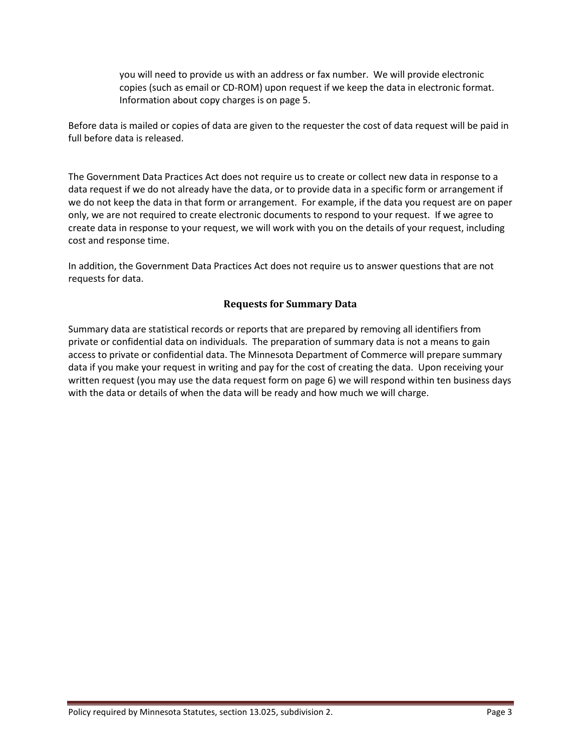you will need to provide us with an address or fax number. We will provide electronic copies (such as email or CD-ROM) upon request if we keep the data in electronic format. Information about copy charges is on page 5.

Before data is mailed or copies of data are given to the requester the cost of data request will be paid in full before data is released.

The Government Data Practices Act does not require us to create or collect new data in response to a data request if we do not already have the data, or to provide data in a specific form or arrangement if we do not keep the data in that form or arrangement. For example, if the data you request are on paper only, we are not required to create electronic documents to respond to your request. If we agree to create data in response to your request, we will work with you on the details of your request, including cost and response time.

In addition, the Government Data Practices Act does not require us to answer questions that are not requests for data.

### Requests for Summary Data

Summary data are statistical records or reports that are prepared by removing all identifiers from private or confidential data on individuals. The preparation of summary data is not a means to gain access to private or confidential data. The Minnesota Department of Commerce will prepare summary data if you make your request in writing and pay for the cost of creating the data. Upon receiving your written request (you may use the data request form on page 6) we will respond within ten business days with the data or details of when the data will be ready and how much we will charge.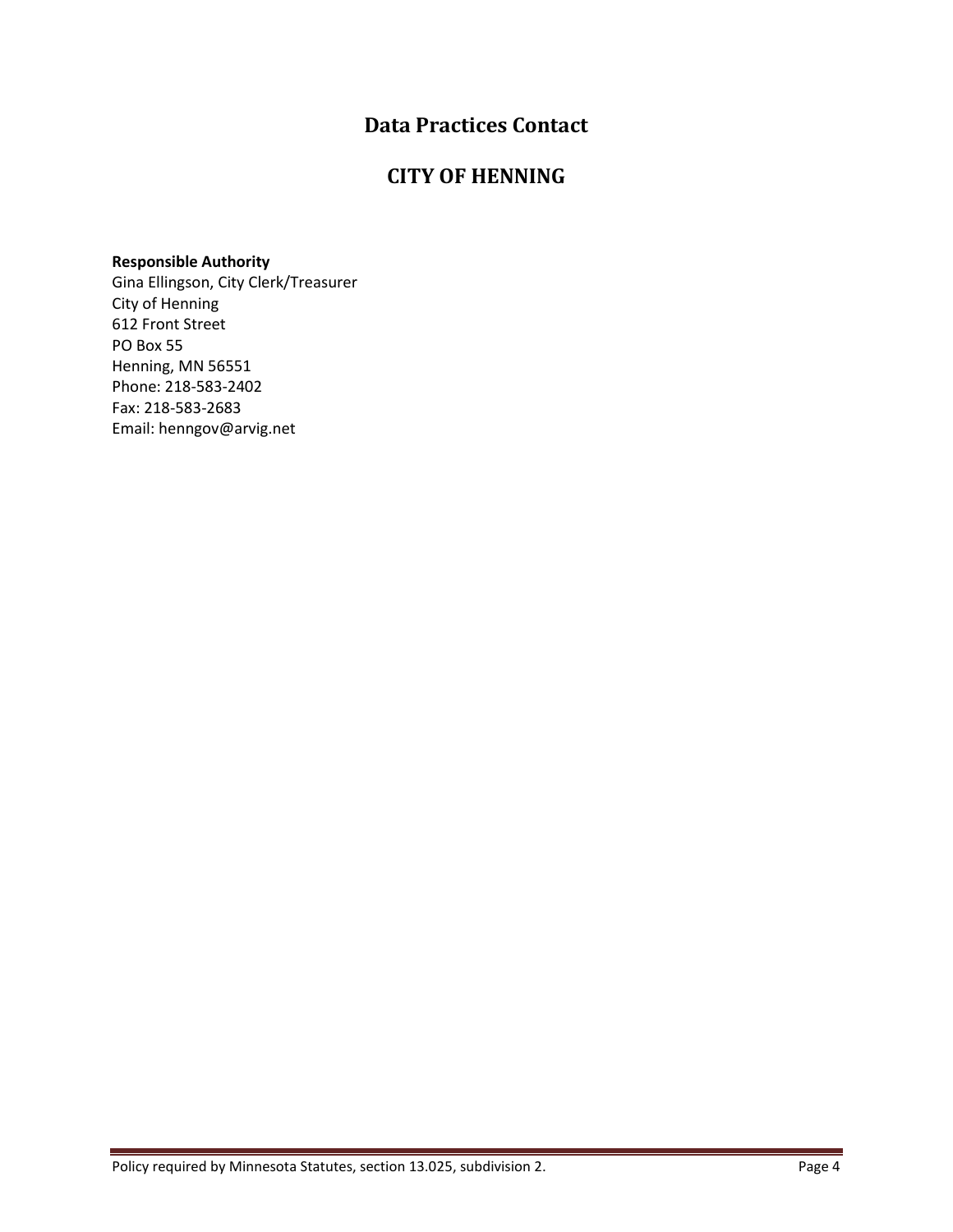# Data Practices Contact

## CITY OF HENNING

**Responsible Authority**
Gina Ellingson, City Clerk/Treasurer
City of Henning
612 Front Street
PO Box 55
Henning, MN 56551
Phone: 218-583-2402
Fax: 218-583-2683
Email: henngov@arvig.net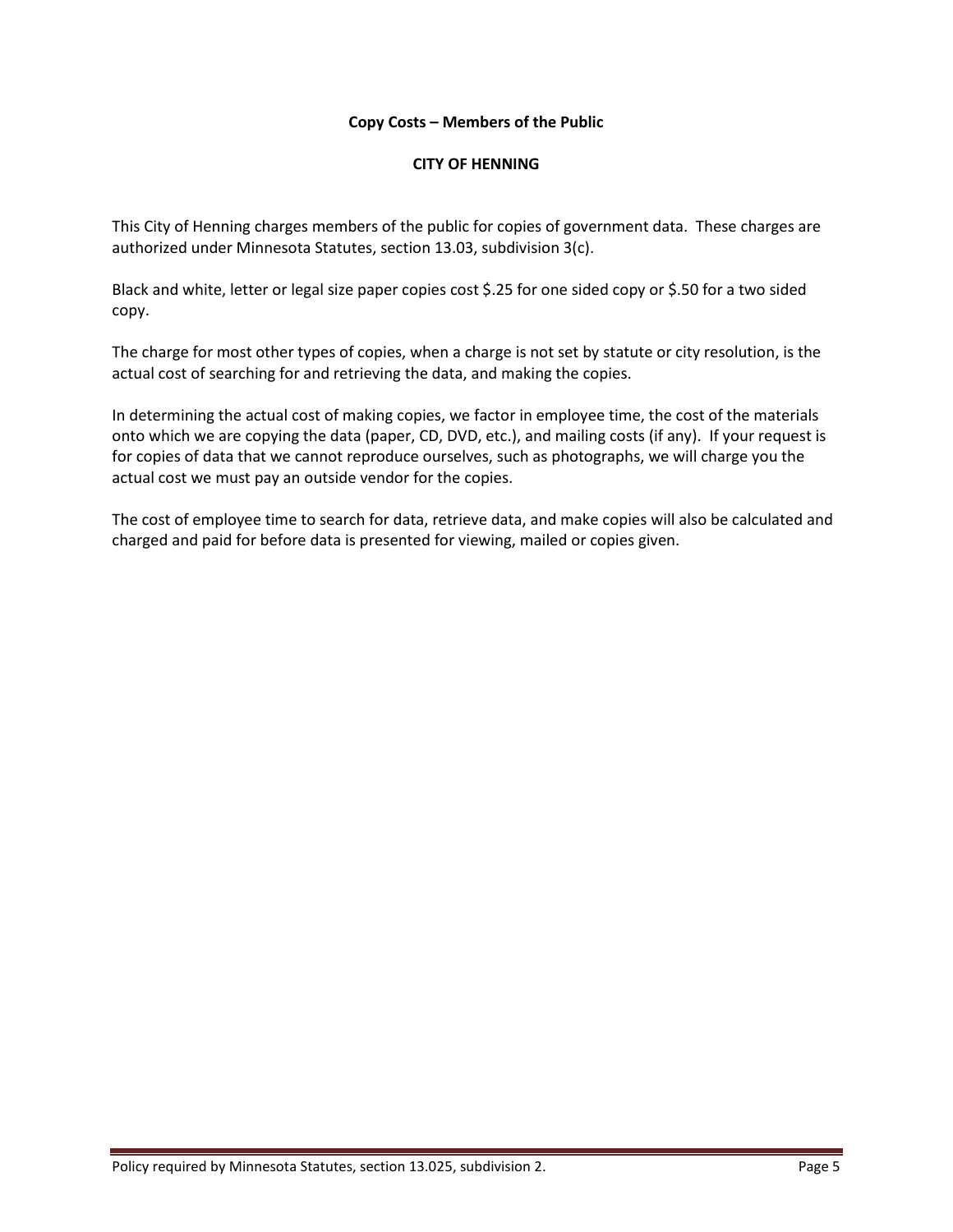**Copy Costs – Members of the Public**

**CITY OF HENNING**

This City of Henning charges members of the public for copies of government data. These charges are authorized under Minnesota Statutes, section 13.03, subdivision 3(c).

Black and white, letter or legal size paper copies cost $.25 for one sided copy or $.50 for a two sided copy.

The charge for most other types of copies, when a charge is not set by statute or city resolution, is the actual cost of searching for and retrieving the data, and making the copies.

In determining the actual cost of making copies, we factor in employee time, the cost of the materials onto which we are copying the data (paper, CD, DVD, etc.), and mailing costs (if any). If your request is for copies of data that we cannot reproduce ourselves, such as photographs, we will charge you the actual cost we must pay an outside vendor for the copies.

The cost of employee time to search for data, retrieve data, and make copies will also be calculated and charged and paid for before data is presented for viewing, mailed or copies given.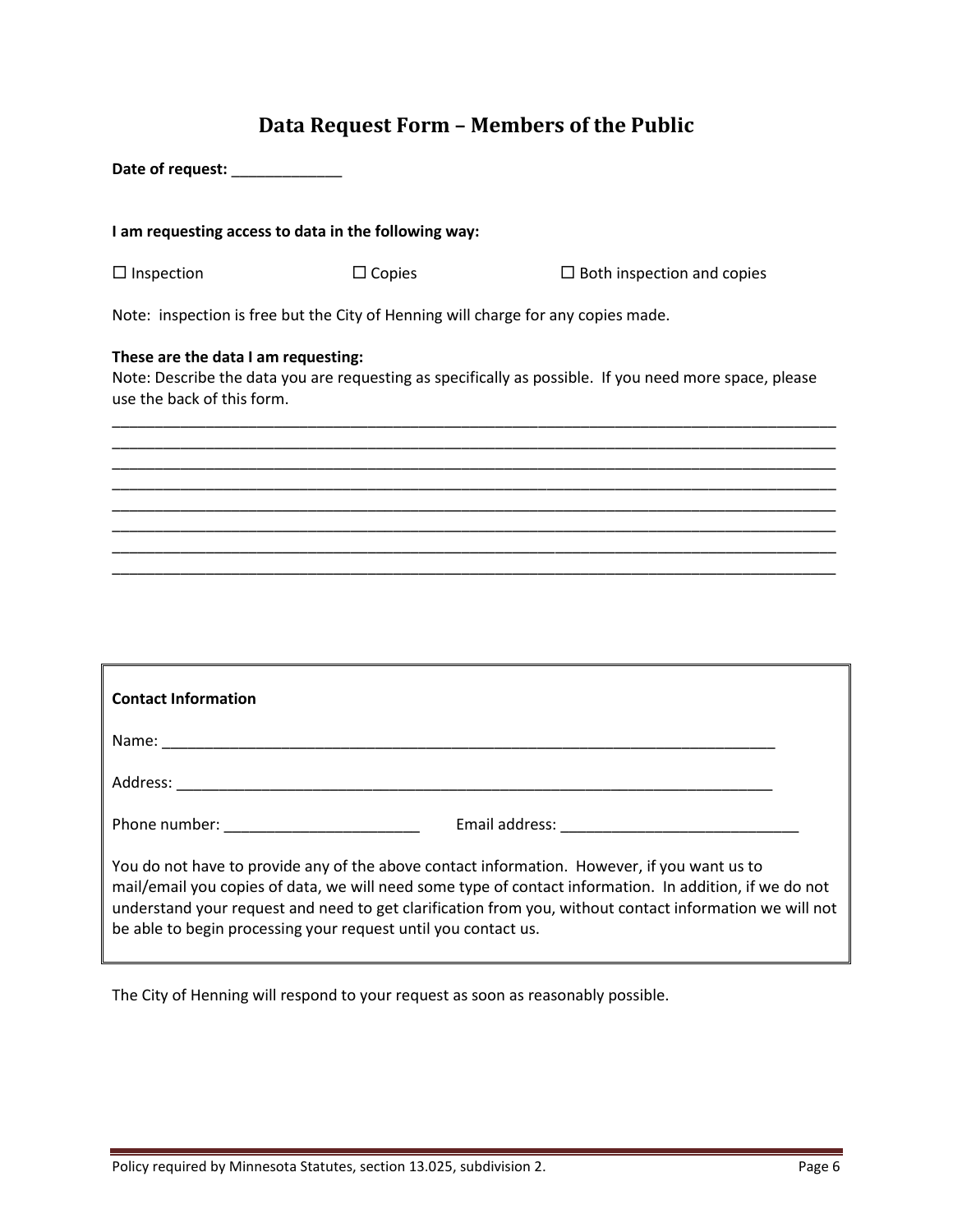# Data Request Form – Members of the Public

**Date of request:** _____________

**I am requesting access to data in the following way:**

☐ Inspection ☐ Copies ☐ Both inspection and copies

Note: inspection is free but the City of Henning will charge for any copies made.

**These are the data I am requesting:**
Note: Describe the data you are requesting as specifically as possible. If you need more space, please use the back of this form.

_____________________________________________________________________________________
_____________________________________________________________________________________
_____________________________________________________________________________________
_____________________________________________________________________________________
_____________________________________________________________________________________
_____________________________________________________________________________________
_____________________________________________________________________________________
_____________________________________________________________________________________

**Contact Information**

Name: ___________________________________________________________________________

Address: _________________________________________________________________________

Phone number: _______________________ Email address: ____________________________

You do not have to provide any of the above contact information. However, if you want us to mail/email you copies of data, we will need some type of contact information. In addition, if we do not understand your request and need to get clarification from you, without contact information we will not be able to begin processing your request until you contact us.

The City of Henning will respond to your request as soon as reasonably possible.

Policy required by Minnesota Statutes, section 13.025, subdivision 2.